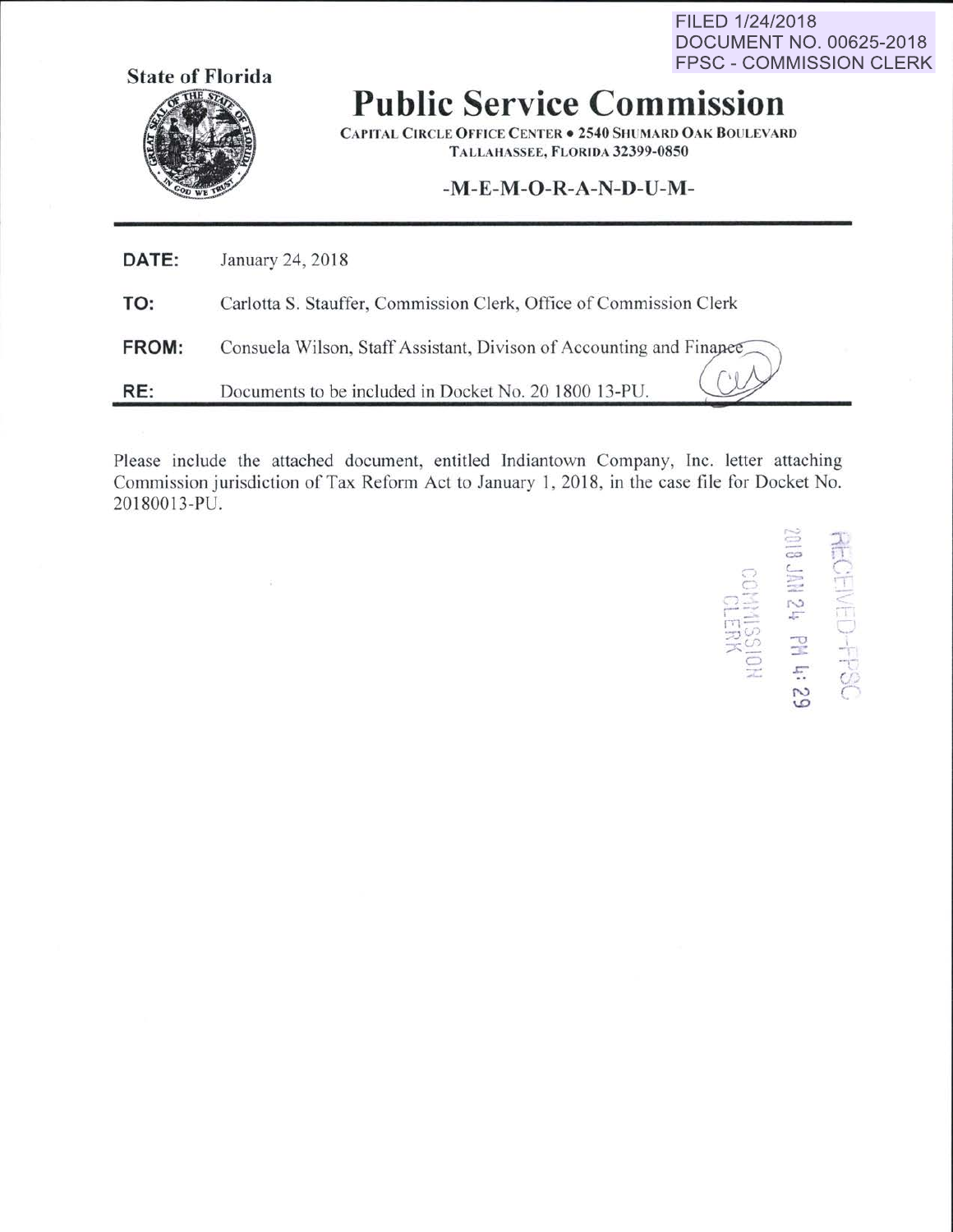FILED 1/24/2018
DOCUMENT NO. 00625-2018
FPSC - COMMISSION CLERK

**State of Florida**

# Public Service Commission

CAPITAL CIRCLE OFFICE CENTER • 2540 SHUMARD OAK BOULEVARD
TALLAHASSEE, FLORIDA 32399-0850

**-M-E-M-O-R-A-N-D-U-M-**

**DATE:** January 24, 2018

**TO:** Carlotta S. Stauffer, Commission Clerk, Office of Commission Clerk

**FROM:** Consuela Wilson, Staff Assistant, Divison of Accounting and Finance

**RE:** Documents to be included in Docket No. 20 1800 13-PU.

Please include the attached document, entitled Indiantown Company, Inc. letter attaching Commission jurisdiction of Tax Reform Act to January 1, 2018, in the case file for Docket No. 20180013-PU.

RECEIVED-FPSC
2018 JAN 24 PM 4:29
COMMISSION CLERK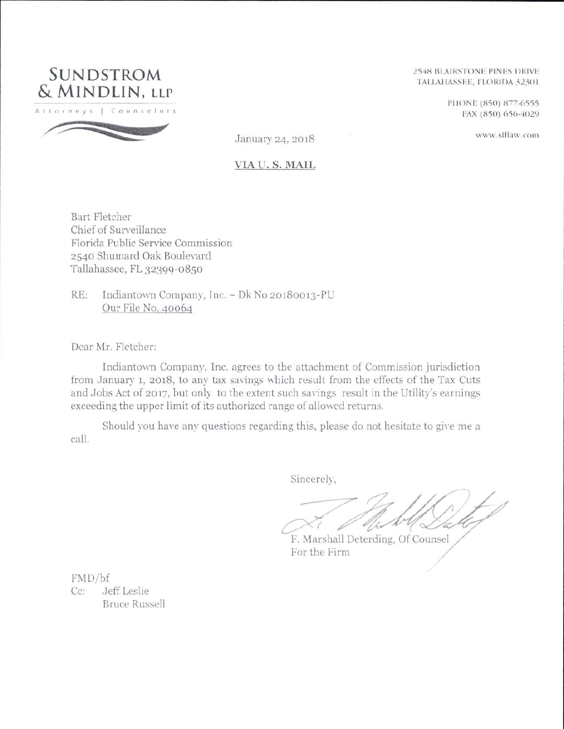**SUNDSTROM & MINDLIN, LLP**

Attorneys | Counselors

2548 BLAIRSTONE PINES DRIVE
TALLAHASSEE, FLORIDA 32301

PHONE (850) 877-6555
FAX (850) 656-4029

www.sfflaw.com

January 24, 2018

**VIA U. S. MAIL**

Bart Fletcher
Chief of Surveillance
Florida Public Service Commission
2540 Shumard Oak Boulevard
Tallahassee, FL 32399-0850

RE: Indiantown Company, Inc. – Dk No 20180013-PU
Our File No. 40064

Dear Mr. Fletcher:

Indiantown Company, Inc. agrees to the attachment of Commission jurisdiction from January 1, 2018, to any tax savings which result from the effects of the Tax Cuts and Jobs Act of 2017, but only to the extent such savings result in the Utility's earnings exceeding the upper limit of its authorized range of allowed returns.

Should you have any questions regarding this, please do not hesitate to give me a call.

Sincerely,

F. Marshall Deterding, Of Counsel
For the Firm

FMD/bf
Cc: Jeff Leslie
Bruce Russell